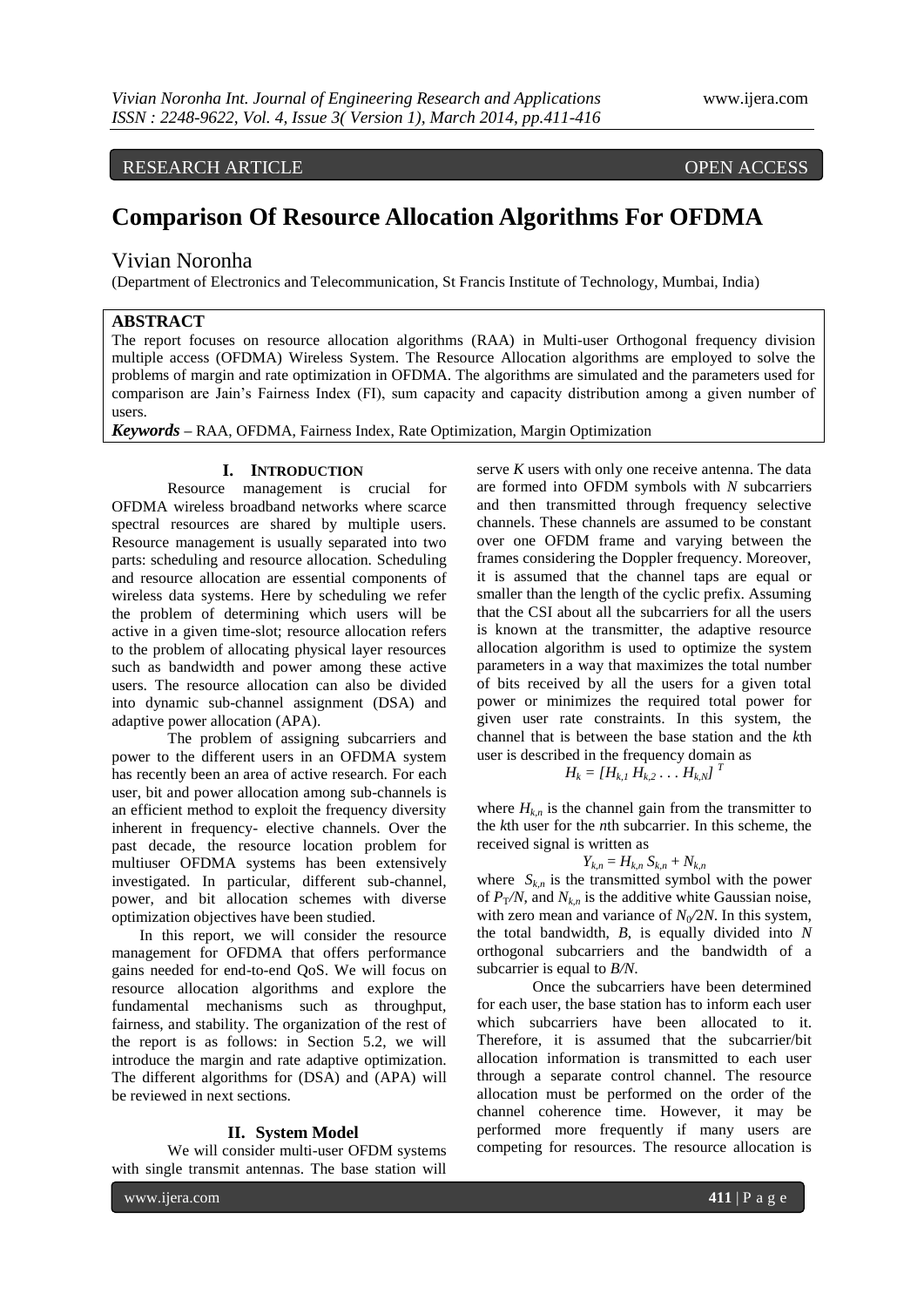RESEARCH ARTICLE OPEN ACCESS

# Comparison Of Resource Allocation Algorithms For OFDMA

Vivian Noronha

(Department of Electronics and Telecommunication, St Francis Institute of Technology, Mumbai, India)

## ABSTRACT

The report focuses on resource allocation algorithms (RAA) in Multi-user Orthogonal frequency division multiple access (OFDMA) Wireless System. The Resource Allocation algorithms are employed to solve the problems of margin and rate optimization in OFDMA. The algorithms are simulated and the parameters used for comparison are Jain's Fairness Index (FI), sum capacity and capacity distribution among a given number of users.

***Keywords*** **–** RAA, OFDMA, Fairness Index, Rate Optimization, Margin Optimization

## I. INTRODUCTION

Resource management is crucial for OFDMA wireless broadband networks where scarce spectral resources are shared by multiple users. Resource management is usually separated into two parts: scheduling and resource allocation. Scheduling and resource allocation are essential components of wireless data systems. Here by scheduling we refer the problem of determining which users will be active in a given time-slot; resource allocation refers to the problem of allocating physical layer resources such as bandwidth and power among these active users. The resource allocation can also be divided into dynamic sub-channel assignment (DSA) and adaptive power allocation (APA).

The problem of assigning subcarriers and power to the different users in an OFDMA system has recently been an area of active research. For each user, bit and power allocation among sub-channels is an efficient method to exploit the frequency diversity inherent in frequency- elective channels. Over the past decade, the resource location problem for multiuser OFDMA systems has been extensively investigated. In particular, different sub-channel, power, and bit allocation schemes with diverse optimization objectives have been studied.

In this report, we will consider the resource management for OFDMA that offers performance gains needed for end-to-end QoS. We will focus on resource allocation algorithms and explore the fundamental mechanisms such as throughput, fairness, and stability. The organization of the rest of the report is as follows: in Section 5.2, we will introduce the margin and rate adaptive optimization. The different algorithms for (DSA) and (APA) will be reviewed in next sections.

## II. System Model

We will consider multi-user OFDM systems with single transmit antennas. The base station will serve $K$ users with only one receive antenna. The data are formed into OFDM symbols with $N$ subcarriers and then transmitted through frequency selective channels. These channels are assumed to be constant over one OFDM frame and varying between the frames considering the Doppler frequency. Moreover, it is assumed that the channel taps are equal or smaller than the length of the cyclic prefix. Assuming that the CSI about all the subcarriers for all the users is known at the transmitter, the adaptive resource allocation algorithm is used to optimize the system parameters in a way that maximizes the total number of bits received by all the users for a given total power or minimizes the required total power for given user rate constraints. In this system, the channel that is between the base station and the $k$th user is described in the frequency domain as

$$H_k = [H_{k,1}\ H_{k,2}\ .\ .\ .\ H_{k,N}]^{\ T}$$

where $H_{k,n}$ is the channel gain from the transmitter to the $k$th user for the $n$th subcarrier. In this scheme, the received signal is written as

$$Y_{k,n} = H_{k,n}\ S_{k,n} + N_{k,n}$$

where $S_{k,n}$ is the transmitted symbol with the power of $P_T/N$, and $N_{k,n}$ is the additive white Gaussian noise, with zero mean and variance of $N_0/2N$. In this system, the total bandwidth, $B$, is equally divided into $N$ orthogonal subcarriers and the bandwidth of a subcarrier is equal to $B/N$.

Once the subcarriers have been determined for each user, the base station has to inform each user which subcarriers have been allocated to it. Therefore, it is assumed that the subcarrier/bit allocation information is transmitted to each user through a separate control channel. The resource allocation must be performed on the order of the channel coherence time. However, it may be performed more frequently if many users are competing for resources. The resource allocation is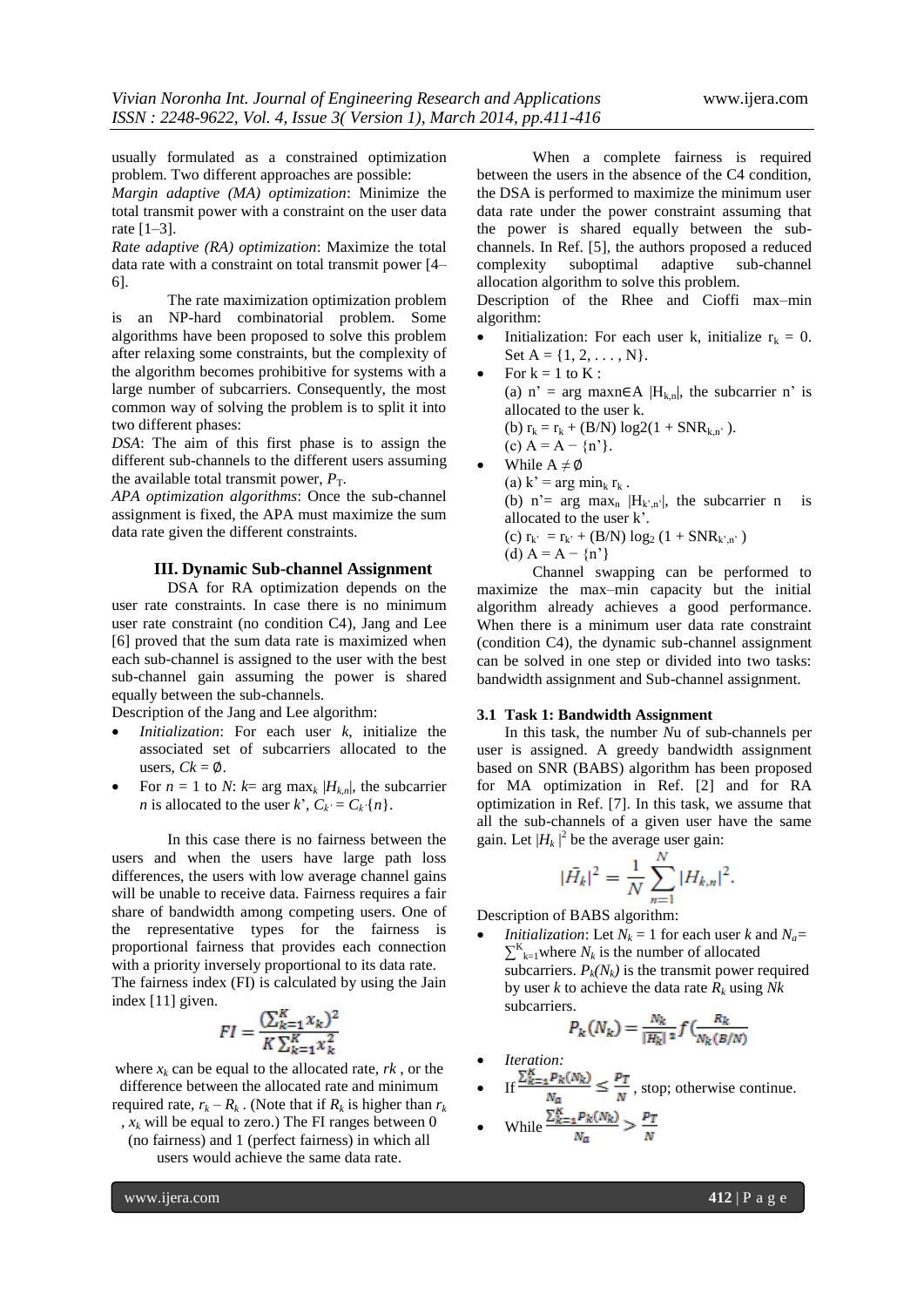usually formulated as a constrained optimization problem. Two different approaches are possible:

*Margin adaptive (MA) optimization*: Minimize the total transmit power with a constraint on the user data rate [1–3].

*Rate adaptive (RA) optimization*: Maximize the total data rate with a constraint on total transmit power [4–6].

The rate maximization optimization problem is an NP-hard combinatorial problem. Some algorithms have been proposed to solve this problem after relaxing some constraints, but the complexity of the algorithm becomes prohibitive for systems with a large number of subcarriers. Consequently, the most common way of solving the problem is to split it into two different phases:

*DSA*: The aim of this first phase is to assign the different sub-channels to the different users assuming the available total transmit power, $P_T$.

*APA optimization algorithms*: Once the sub-channel assignment is fixed, the APA must maximize the sum data rate given the different constraints.

## III. Dynamic Sub-channel Assignment

DSA for RA optimization depends on the user rate constraints. In case there is no minimum user rate constraint (no condition C4), Jang and Lee [6] proved that the sum data rate is maximized when each sub-channel is assigned to the user with the best sub-channel gain assuming the power is shared equally between the sub-channels.

Description of the Jang and Lee algorithm:

- *Initialization*: For each user *k*, initialize the associated set of subcarriers allocated to the users, $Ck = \emptyset$.
- For $n = 1$ to $N$: $k$= arg $\max_k |H_{k,n}|$, the subcarrier *n* is allocated to the user *k*', $C_{k'} = C_{k'}\{n\}$.

In this case there is no fairness between the users and when the users have large path loss differences, the users with low average channel gains will be unable to receive data. Fairness requires a fair share of bandwidth among competing users. One of the representative types for the fairness is proportional fairness that provides each connection with a priority inversely proportional to its data rate.

The fairness index (FI) is calculated by using the Jain index [11] given.

$$FI = \frac{(\sum_{k=1}^{K} x_k)^2}{K \sum_{k=1}^{K} x_k^2}$$

where $x_k$ can be equal to the allocated rate, *rk* , or the difference between the allocated rate and minimum required rate, $r_k - R_k$ . (Note that if $R_k$ is higher than $r_k$ , $x_k$ will be equal to zero.) The FI ranges between 0 (no fairness) and 1 (perfect fairness) in which all users would achieve the same data rate.

When a complete fairness is required between the users in the absence of the C4 condition, the DSA is performed to maximize the minimum user data rate under the power constraint assuming that the power is shared equally between the sub-channels. In Ref. [5], the authors proposed a reduced complexity suboptimal adaptive sub-channel allocation algorithm to solve this problem.

Description of the Rhee and Cioffi max–min algorithm:

- Initialization: For each user k, initialize $r_k = 0$. Set $A = \{1, 2, \ldots, N\}$.
- For $k = 1$ to $K$ :
  (a) n' = arg $\max_{n \in A} |H_{k,n}|$, the subcarrier n' is allocated to the user k.
  (b) $r_k = r_k + (B/N) \log2(1 + SNR_{k,n'})$.
  (c) $A = A - \{n'\}$.
- While $A \neq \emptyset$
  (a) k' = arg $\min_k r_k$ .
  (b) n'= arg $\max_n |H_{k',n'}|$, the subcarrier n is allocated to the user k'.
  (c) $r_{k'} = r_{k'} + (B/N) \log_2 (1 + SNR_{k',n'})$
  (d) $A = A - \{n'\}$

Channel swapping can be performed to maximize the max–min capacity but the initial algorithm already achieves a good performance. When there is a minimum user data rate constraint (condition C4), the dynamic sub-channel assignment can be solved in one step or divided into two tasks: bandwidth assignment and Sub-channel assignment.

### 3.1 Task 1: Bandwidth Assignment

In this task, the number *N*u of sub-channels per user is assigned. A greedy bandwidth assignment based on SNR (BABS) algorithm has been proposed for MA optimization in Ref. [2] and for RA optimization in Ref. [7]. In this task, we assume that all the sub-channels of a given user have the same gain. Let $|H_k|^2$ be the average user gain:

$$|\bar{H}_k|^2 = \frac{1}{N} \sum_{n=1}^{N} |H_{k,n}|^2.$$

Description of BABS algorithm:

- *Initialization*: Let $N_k = 1$ for each user *k* and $N_a = \sum_{k=1}^{K}$ where $N_k$ is the number of allocated subcarriers. $P_k(N_k)$ is the transmit power required by user *k* to achieve the data rate $R_k$ using *Nk* subcarriers.

$$P_k(N_k) = \frac{N_k}{|\bar{H}_k|^2} f\left(\frac{R_k}{N_k(B/N)}\right)$$

- *Iteration:*
- If $\frac{\sum_{k=1}^{K} P_k(N_k)}{N_a} \leq \frac{P_T}{N}$ , stop; otherwise continue.
- While $\frac{\sum_{k=1}^{K} P_k(N_k)}{N_a} > \frac{P_T}{N}$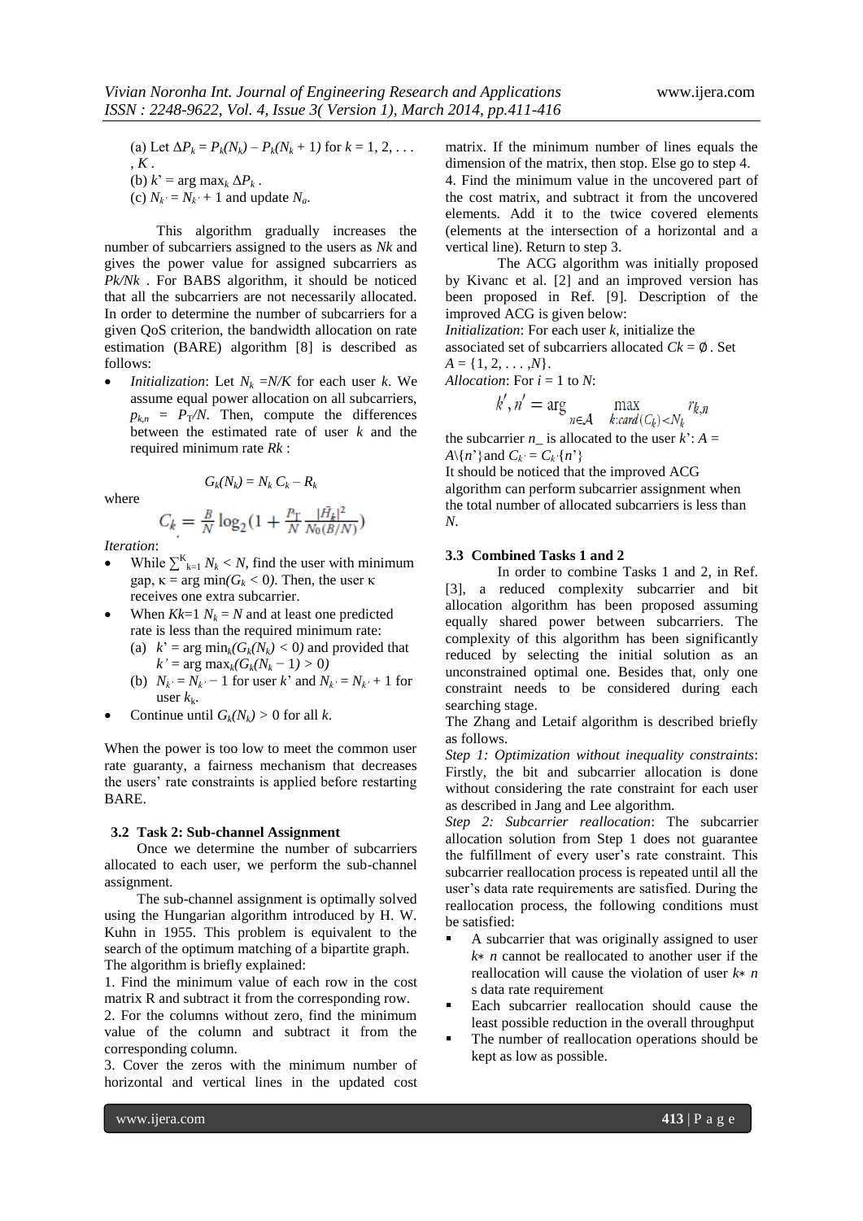(a) Let $\Delta P_k = P_k(N_k) - P_k(N_k + 1)$ for $k = 1, 2, \ldots, K$.
(b) $k' = \arg\max_k \Delta P_k$.
(c) $N_{k'} = N_{k'} + 1$ and update $N_a$.

This algorithm gradually increases the number of subcarriers assigned to the users as $Nk$ and gives the power value for assigned subcarriers as $Pk/Nk$. For BABS algorithm, it should be noticed that all the subcarriers are not necessarily allocated. In order to determine the number of subcarriers for a given QoS criterion, the bandwidth allocation on rate estimation (BARE) algorithm [8] is described as follows:

- *Initialization*: Let $N_k = N/K$ for each user $k$. We assume equal power allocation on all subcarriers, $p_{k,n} = P_T/N$. Then, compute the differences between the estimated rate of user $k$ and the required minimum rate $Rk$ :

$$G_k(N_k) = N_k C_k - R_k$$

where

$$C_k = \frac{B}{N}\log_2\left(1 + \frac{P_T}{N}\frac{|\bar{H}_k|^2}{N_0(B/N)}\right)$$

*Iteration*:

- While $\sum_{k=1}^{K} N_k < N$, find the user with minimum gap, $\kappa = \arg\min(G_k < 0)$. Then, the user $\kappa$ receives one extra subcarrier.
- When $\sum_{k=1}^{K} N_k = N$ and at least one predicted rate is less than the required minimum rate:
  (a) $k' = \arg\min_k(G_k(N_k) < 0)$ and provided that $k' = \arg\max_k(G_k(N_k - 1) > 0)$
  (b) $N_{k'} = N_{k'} - 1$ for user $k'$ and $N_{k'} = N_{k'} + 1$ for user $k_k$.
- Continue until $G_k(N_k) > 0$ for all $k$.

When the power is too low to meet the common user rate guaranty, a fairness mechanism that decreases the users' rate constraints is applied before restarting BARE.

### 3.2 Task 2: Sub-channel Assignment

Once we determine the number of subcarriers allocated to each user, we perform the sub-channel assignment.

The sub-channel assignment is optimally solved using the Hungarian algorithm introduced by H. W. Kuhn in 1955. This problem is equivalent to the search of the optimum matching of a bipartite graph. The algorithm is briefly explained:

1. Find the minimum value of each row in the cost matrix R and subtract it from the corresponding row.
2. For the columns without zero, find the minimum value of the column and subtract it from the corresponding column.
3. Cover the zeros with the minimum number of horizontal and vertical lines in the updated cost matrix. If the minimum number of lines equals the dimension of the matrix, then stop. Else go to step 4.
4. Find the minimum value in the uncovered part of the cost matrix, and subtract it from the uncovered elements. Add it to the twice covered elements (elements at the intersection of a horizontal and a vertical line). Return to step 3.

The ACG algorithm was initially proposed by Kivanc et al. [2] and an improved version has been proposed in Ref. [9]. Description of the improved ACG is given below:

*Initialization*: For each user $k$, initialize the associated set of subcarriers allocated $Ck = \emptyset$. Set $A = \{1, 2, \ldots, N\}$.

*Allocation*: For $i = 1$ to $N$:

$$k', n' = \arg \max_{n \in A \quad k:card(C_k) < N_k} r_{k,n}$$

the subcarrier $n\_$ is allocated to the user $k'$: $A = A \setminus \{n'\}$ and $C_{k'} = C_{k'}\{n'\}$

It should be noticed that the improved ACG algorithm can perform subcarrier assignment when the total number of allocated subcarriers is less than $N$.

### 3.3 Combined Tasks 1 and 2

In order to combine Tasks 1 and 2, in Ref. [3], a reduced complexity subcarrier and bit allocation algorithm has been proposed assuming equally shared power between subcarriers. The complexity of this algorithm has been significantly reduced by selecting the initial solution as an unconstrained optimal one. Besides that, only one constraint needs to be considered during each searching stage.

The Zhang and Letaif algorithm is described briefly as follows.

*Step 1: Optimization without inequality constraints*: Firstly, the bit and subcarrier allocation is done without considering the rate constraint for each user as described in Jang and Lee algorithm.

*Step 2: Subcarrier reallocation*: The subcarrier allocation solution from Step 1 does not guarantee the fulfillment of every user's rate constraint. This subcarrier reallocation process is repeated until all the user's data rate requirements are satisfied. During the reallocation process, the following conditions must be satisfied:

- A subcarrier that was originally assigned to user $k* \; n$ cannot be reallocated to another user if the reallocation will cause the violation of user $k* \; n$ s data rate requirement
- Each subcarrier reallocation should cause the least possible reduction in the overall throughput
- The number of reallocation operations should be kept as low as possible.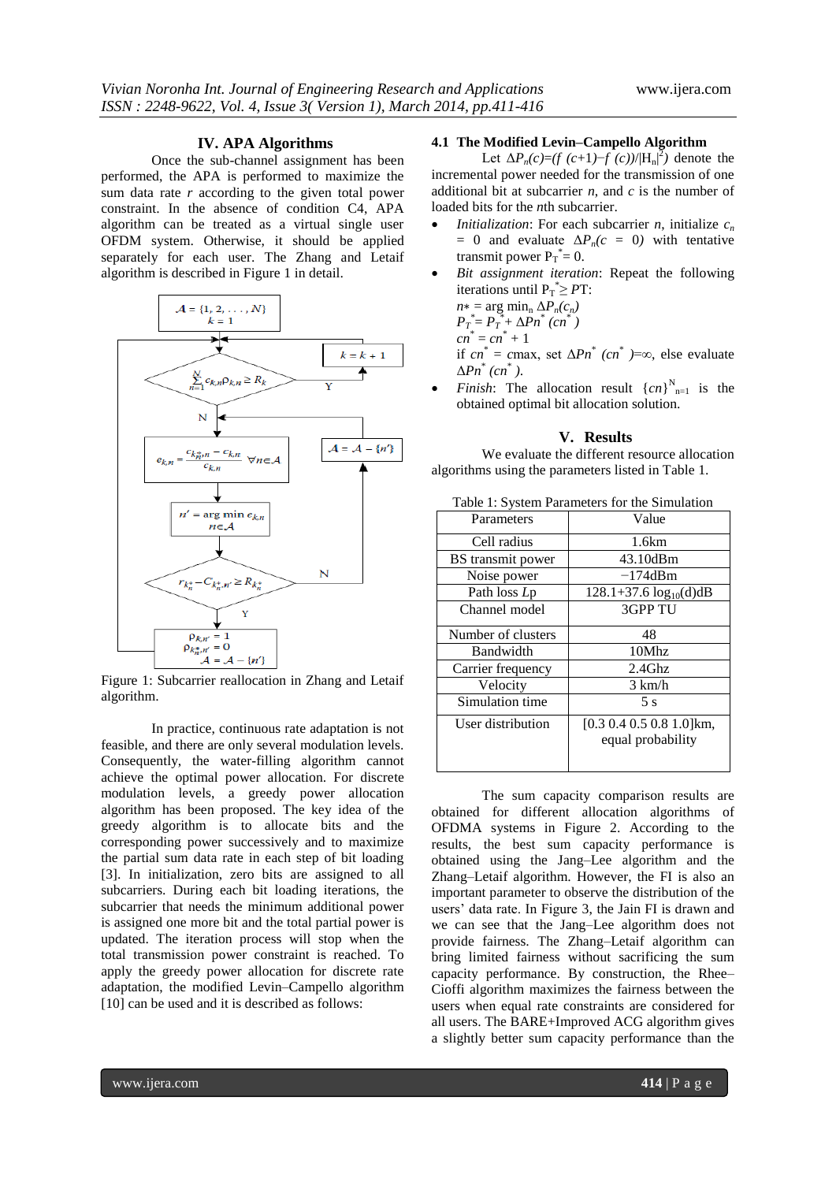## IV. APA Algorithms

Once the sub-channel assignment has been performed, the APA is performed to maximize the sum data rate $r$ according to the given total power constraint. In the absence of condition C4, APA algorithm can be treated as a virtual single user OFDM system. Otherwise, it should be applied separately for each user. The Zhang and Letaif algorithm is described in Figure 1 in detail.

Figure 1: Subcarrier reallocation in Zhang and Letaif algorithm.

In practice, continuous rate adaptation is not feasible, and there are only several modulation levels. Consequently, the water-filling algorithm cannot achieve the optimal power allocation. For discrete modulation levels, a greedy power allocation algorithm has been proposed. The key idea of the greedy algorithm is to allocate bits and the corresponding power successively and to maximize the partial sum data rate in each step of bit loading [3]. In initialization, zero bits are assigned to all subcarriers. During each bit loading iterations, the subcarrier that needs the minimum additional power is assigned one more bit and the total partial power is updated. The iteration process will stop when the total transmission power constraint is reached. To apply the greedy power allocation for discrete rate adaptation, the modified Levin–Campello algorithm [10] can be used and it is described as follows:

### 4.1 The Modified Levin–Campello Algorithm

Let $\Delta P_n(c)=(f(c+1)-f(c))/|H_n|^2)$ denote the incremental power needed for the transmission of one additional bit at subcarrier $n$, and $c$ is the number of loaded bits for the $n$th subcarrier.

- *Initialization*: For each subcarrier $n$, initialize $c_n = 0$ and evaluate $\Delta P_n(c = 0)$ with tentative transmit power $P_T^* = 0$.
- *Bit assignment iteration*: Repeat the following iterations until $P_T^* \geq PT$:
  $n* = \arg\min_n \Delta P_n(c_n)$
  $P_T^* = P_T^* + \Delta Pn^*(cn^*)$
  $cn^* = cn^* + 1$
  if $cn^* = c\max$, set $\Delta Pn^*(cn^*) = \infty$, else evaluate $\Delta Pn^*(cn^*)$.
- *Finish*: The allocation result $\{cn\}^N_{n=1}$ is the obtained optimal bit allocation solution.

## V. Results

We evaluate the different resource allocation algorithms using the parameters listed in Table 1.

Table 1: System Parameters for the Simulation

| Parameters | Value |
|---|---|
| Cell radius | 1.6km |
| BS transmit power | 43.10dBm |
| Noise power | −174dBm |
| Path loss $Lp$ | $128.1+37.6\log_{10}(d)$dB |
| Channel model | 3GPP TU |
| Number of clusters | 48 |
| Bandwidth | 10Mhz |
| Carrier frequency | 2.4Ghz |
| Velocity | 3 km/h |
| Simulation time | 5 s |
| User distribution | [0.3 0.4 0.5 0.8 1.0]km, equal probability |

The sum capacity comparison results are obtained for different allocation algorithms of OFDMA systems in Figure 2. According to the results, the best sum capacity performance is obtained using the Jang–Lee algorithm and the Zhang–Letaif algorithm. However, the FI is also an important parameter to observe the distribution of the users' data rate. In Figure 3, the Jain FI is drawn and we can see that the Jang–Lee algorithm does not provide fairness. The Zhang–Letaif algorithm can bring limited fairness without sacrificing the sum capacity performance. By construction, the Rhee–Cioffi algorithm maximizes the fairness between the users when equal rate constraints are considered for all users. The BARE+Improved ACG algorithm gives a slightly better sum capacity performance than the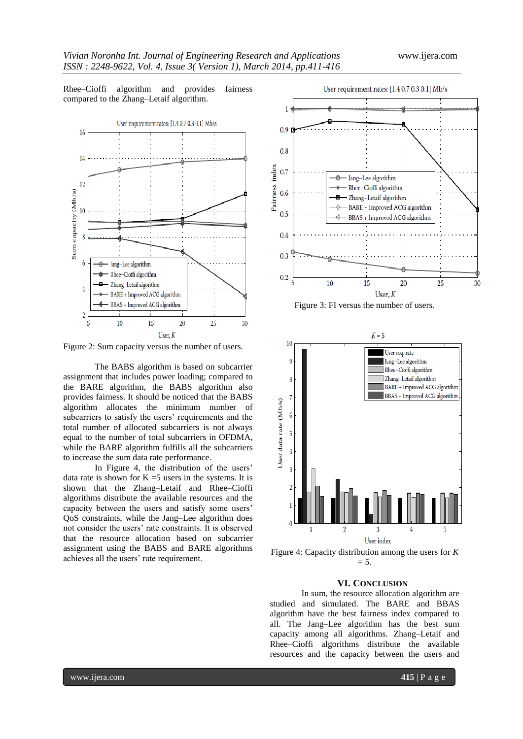Rhee–Cioffi algorithm and provides fairness compared to the Zhang–Letaif algorithm.

Figure 2: Sum capacity versus the number of users.

The BABS algorithm is based on subcarrier assignment that includes power loading; compared to the BARE algorithm, the BABS algorithm also provides fairness. It should be noticed that the BABS algorithm allocates the minimum number of subcarriers to satisfy the users' requirements and the total number of allocated subcarriers is not always equal to the number of total subcarriers in OFDMA, while the BARE algorithm fulfills all the subcarriers to increase the sum data rate performance.

In Figure 4, the distribution of the users' data rate is shown for K =5 users in the systems. It is shown that the Zhang–Letaif and Rhee–Cioffi algorithms distribute the available resources and the capacity between the users and satisfy some users' QoS constraints, while the Jang–Lee algorithm does not consider the users' rate constraints. It is observed that the resource allocation based on subcarrier assignment using the BABS and BARE algorithms achieves all the users' rate requirement.

Figure 3: FI versus the number of users.

Figure 4: Capacity distribution among the users for $K = 5$.

## VI. Conclusion

In sum, the resource allocation algorithm are studied and simulated. The BARE and BBAS algorithm have the best fairness index compared to all. The Jang–Lee algorithm has the best sum capacity among all algorithms. Zhang–Letaif and Rhee–Cioffi algorithms distribute the available resources and the capacity between the users and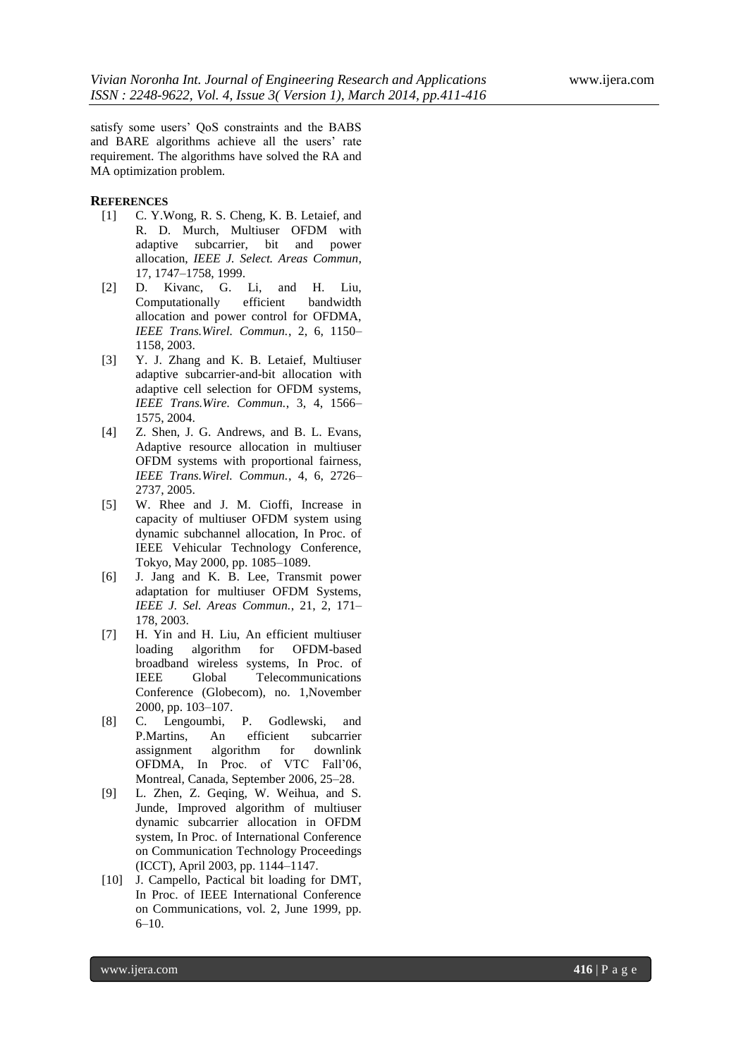satisfy some users' QoS constraints and the BABS and BARE algorithms achieve all the users' rate requirement. The algorithms have solved the RA and MA optimization problem.

## REFERENCES

[1] C. Y.Wong, R. S. Cheng, K. B. Letaief, and R. D. Murch, Multiuser OFDM with adaptive subcarrier, bit and power allocation, *IEEE J. Select. Areas Commun*, 17, 1747–1758, 1999.

[2] D. Kivanc, G. Li, and H. Liu, Computationally efficient bandwidth allocation and power control for OFDMA, *IEEE Trans.Wirel. Commun.*, 2, 6, 1150–1158, 2003.

[3] Y. J. Zhang and K. B. Letaief, Multiuser adaptive subcarrier-and-bit allocation with adaptive cell selection for OFDM systems, *IEEE Trans.Wire. Commun.*, 3, 4, 1566–1575, 2004.

[4] Z. Shen, J. G. Andrews, and B. L. Evans, Adaptive resource allocation in multiuser OFDM systems with proportional fairness, *IEEE Trans.Wirel. Commun.*, 4, 6, 2726–2737, 2005.

[5] W. Rhee and J. M. Cioffi, Increase in capacity of multiuser OFDM system using dynamic subchannel allocation, In Proc. of IEEE Vehicular Technology Conference, Tokyo, May 2000, pp. 1085–1089.

[6] J. Jang and K. B. Lee, Transmit power adaptation for multiuser OFDM Systems, *IEEE J. Sel. Areas Commun.*, 21, 2, 171–178, 2003.

[7] H. Yin and H. Liu, An efficient multiuser loading algorithm for OFDM-based broadband wireless systems, In Proc. of IEEE Global Telecommunications Conference (Globecom), no. 1,November 2000, pp. 103–107.

[8] C. Lengoumbi, P. Godlewski, and P.Martins, An efficient subcarrier assignment algorithm for downlink OFDMA, In Proc. of VTC Fall'06, Montreal, Canada, September 2006, 25–28.

[9] L. Zhen, Z. Geqing, W. Weihua, and S. Junde, Improved algorithm of multiuser dynamic subcarrier allocation in OFDM system, In Proc. of International Conference on Communication Technology Proceedings (ICCT), April 2003, pp. 1144–1147.

[10] J. Campello, Pactical bit loading for DMT, In Proc. of IEEE International Conference on Communications, vol. 2, June 1999, pp. 6–10.